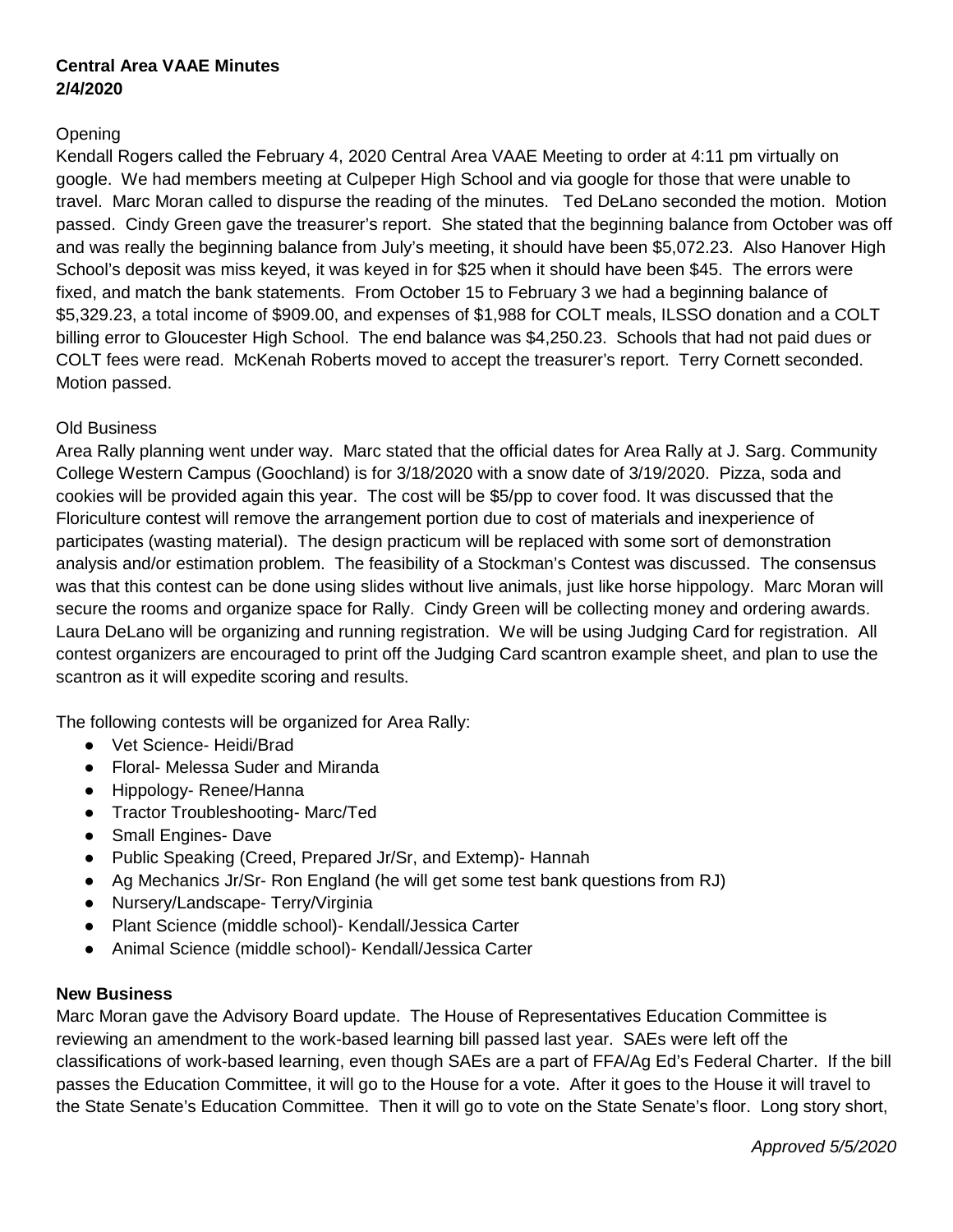**Central Area VAAE Minutes**
**2/4/2020**

Opening

Kendall Rogers called the February 4, 2020 Central Area VAAE Meeting to order at 4:11 pm virtually on google. We had members meeting at Culpeper High School and via google for those that were unable to travel. Marc Moran called to dispurse the reading of the minutes. Ted DeLano seconded the motion. Motion passed. Cindy Green gave the treasurer's report. She stated that the beginning balance from October was off and was really the beginning balance from July's meeting, it should have been $5,072.23. Also Hanover High School's deposit was miss keyed, it was keyed in for $25 when it should have been $45. The errors were fixed, and match the bank statements. From October 15 to February 3 we had a beginning balance of $5,329.23, a total income of $909.00, and expenses of $1,988 for COLT meals, ILSSO donation and a COLT billing error to Gloucester High School. The end balance was $4,250.23. Schools that had not paid dues or COLT fees were read. McKenah Roberts moved to accept the treasurer's report. Terry Cornett seconded. Motion passed.

Old Business

Area Rally planning went under way. Marc stated that the official dates for Area Rally at J. Sarg. Community College Western Campus (Goochland) is for 3/18/2020 with a snow date of 3/19/2020. Pizza, soda and cookies will be provided again this year. The cost will be $5/pp to cover food. It was discussed that the Floriculture contest will remove the arrangement portion due to cost of materials and inexperience of participates (wasting material). The design practicum will be replaced with some sort of demonstration analysis and/or estimation problem. The feasibility of a Stockman's Contest was discussed. The consensus was that this contest can be done using slides without live animals, just like horse hippology. Marc Moran will secure the rooms and organize space for Rally. Cindy Green will be collecting money and ordering awards. Laura DeLano will be organizing and running registration. We will be using Judging Card for registration. All contest organizers are encouraged to print off the Judging Card scantron example sheet, and plan to use the scantron as it will expedite scoring and results.

The following contests will be organized for Area Rally:

- Vet Science- Heidi/Brad
- Floral- Melessa Suder and Miranda
- Hippology- Renee/Hanna
- Tractor Troubleshooting- Marc/Ted
- Small Engines- Dave
- Public Speaking (Creed, Prepared Jr/Sr, and Extemp)- Hannah
- Ag Mechanics Jr/Sr- Ron England (he will get some test bank questions from RJ)
- Nursery/Landscape- Terry/Virginia
- Plant Science (middle school)- Kendall/Jessica Carter
- Animal Science (middle school)- Kendall/Jessica Carter

**New Business**

Marc Moran gave the Advisory Board update. The House of Representatives Education Committee is reviewing an amendment to the work-based learning bill passed last year. SAEs were left off the classifications of work-based learning, even though SAEs are a part of FFA/Ag Ed's Federal Charter. If the bill passes the Education Committee, it will go to the House for a vote. After it goes to the House it will travel to the State Senate's Education Committee. Then it will go to vote on the State Senate's floor. Long story short,

*Approved 5/5/2020*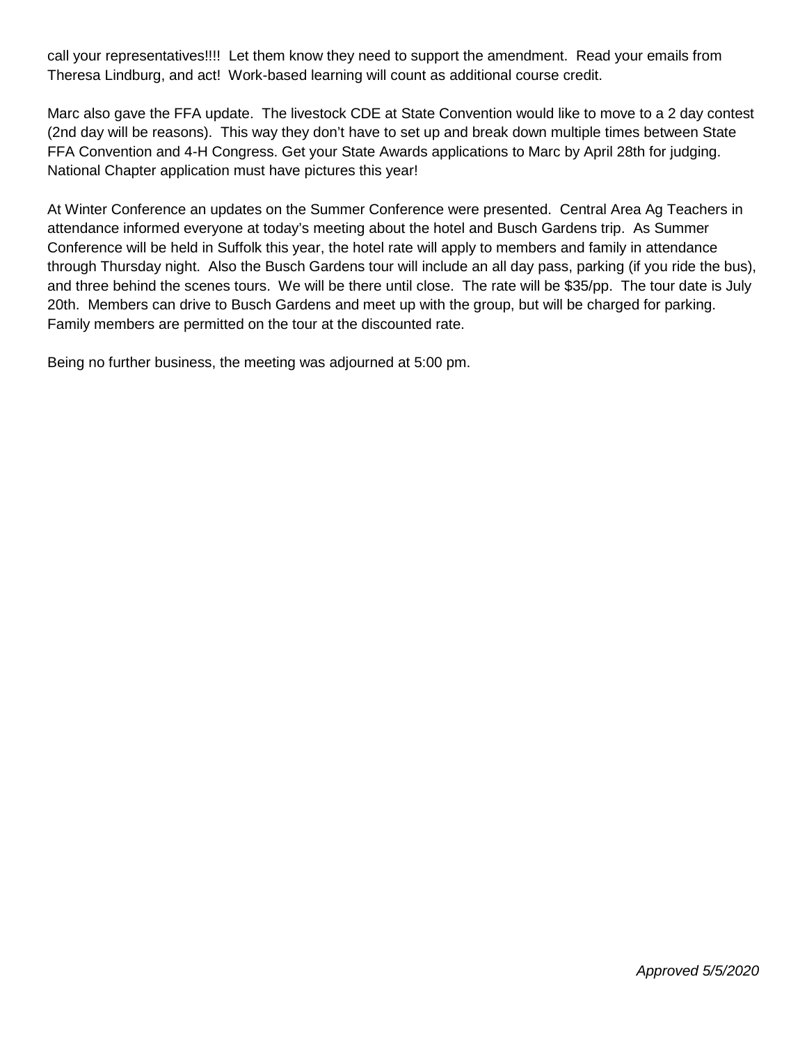call your representatives!!!! Let them know they need to support the amendment. Read your emails from Theresa Lindburg, and act! Work-based learning will count as additional course credit.

Marc also gave the FFA update. The livestock CDE at State Convention would like to move to a 2 day contest (2nd day will be reasons). This way they don't have to set up and break down multiple times between State FFA Convention and 4-H Congress. Get your State Awards applications to Marc by April 28th for judging. National Chapter application must have pictures this year!

At Winter Conference an updates on the Summer Conference were presented. Central Area Ag Teachers in attendance informed everyone at today's meeting about the hotel and Busch Gardens trip. As Summer Conference will be held in Suffolk this year, the hotel rate will apply to members and family in attendance through Thursday night. Also the Busch Gardens tour will include an all day pass, parking (if you ride the bus), and three behind the scenes tours. We will be there until close. The rate will be $35/pp. The tour date is July 20th. Members can drive to Busch Gardens and meet up with the group, but will be charged for parking. Family members are permitted on the tour at the discounted rate.

Being no further business, the meeting was adjourned at 5:00 pm.

*Approved 5/5/2020*